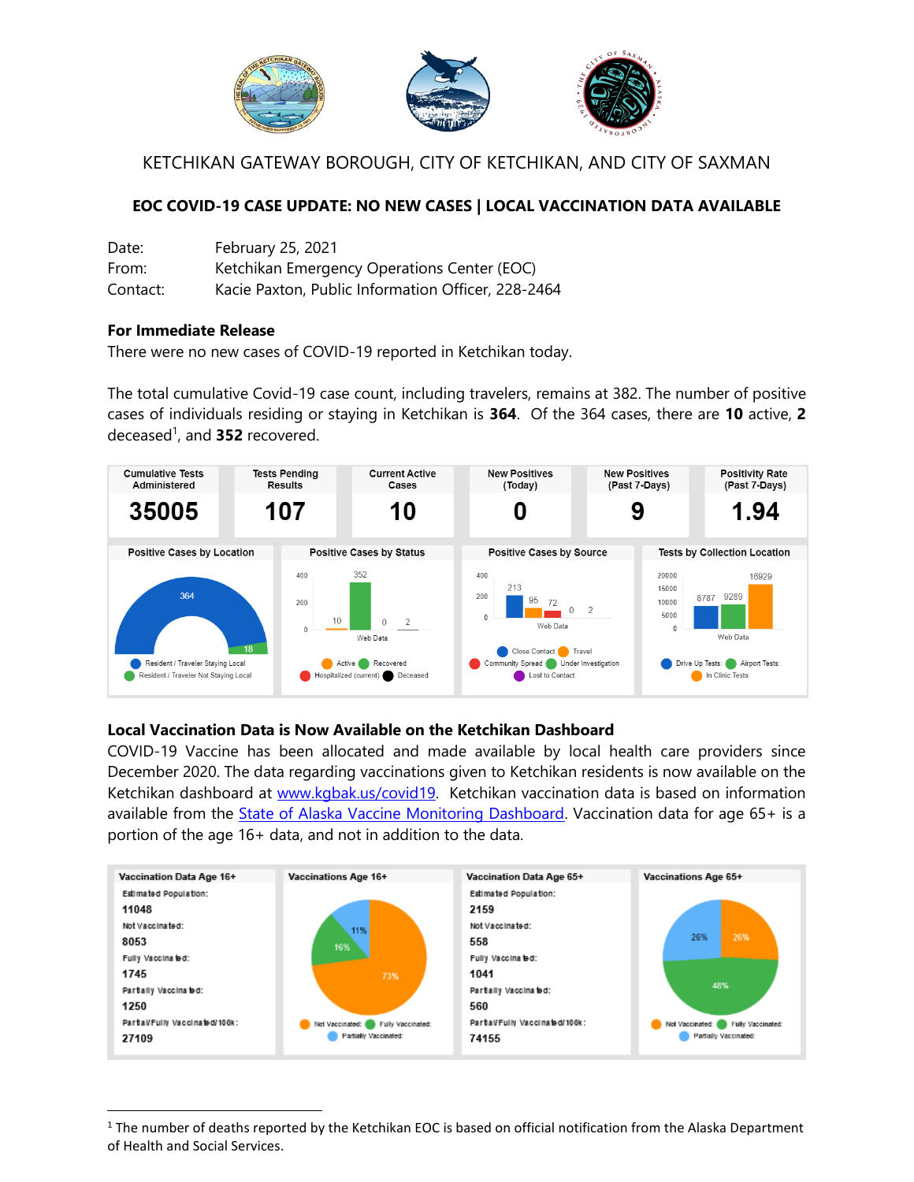KETCHIKAN GATEWAY BOROUGH, CITY OF KETCHIKAN, AND CITY OF SAXMAN

## EOC COVID-19 CASE UPDATE: NO NEW CASES | LOCAL VACCINATION DATA AVAILABLE

Date: February 25, 2021
From: Ketchikan Emergency Operations Center (EOC)
Contact: Kacie Paxton, Public Information Officer, 228-2464

**For Immediate Release**
There were no new cases of COVID-19 reported in Ketchikan today.

The total cumulative Covid-19 case count, including travelers, remains at 382. The number of positive cases of individuals residing or staying in Ketchikan is **364**. Of the 364 cases, there are **10** active, **2** deceased[1], and **352** recovered.

| Cumulative Tests Administered | Tests Pending Results | Current Active Cases | New Positives (Today) | New Positives (Past 7-Days) | Positivity Rate (Past 7-Days) |
|---|---|---|---|---|---|
| 35005 | 107 | 10 | 0 | 9 | 1.94 |

**Positive Cases by Location**: Resident / Traveler Staying Local: 364; Resident / Traveler Not Staying Local: 18

**Positive Cases by Status**: Active: 10; Recovered: 352; Hospitalized (current): 0; Deceased: 2

**Positive Cases by Source**: Close Contact: 213; Travel: 95; Community Spread: 72; Under Investigation: 0; Lost to Contact: 2

**Tests by Collection Location**: Drive Up Tests: 8787; Airport Tests: 9289; In Clinic Tests: 16929

**Local Vaccination Data is Now Available on the Ketchikan Dashboard**
COVID-19 Vaccine has been allocated and made available by local health care providers since December 2020. The data regarding vaccinations given to Ketchikan residents is now available on the Ketchikan dashboard at www.kgbak.us/covid19. Ketchikan vaccination data is based on information available from the State of Alaska Vaccine Monitoring Dashboard. Vaccination data for age 65+ is a portion of the age 16+ data, and not in addition to the data.

| | Vaccination Data Age 16+ | Vaccination Data Age 65+ |
|---|---|---|
| Estimated Population | 11048 | 2159 |
| Not Vaccinated | 8053 | 558 |
| Fully Vaccinated | 1745 | 1041 |
| Partially Vaccinated | 1250 | 560 |
| Partial/Fully Vaccinated/100k | 27109 | 74155 |

**Vaccinations Age 16+**: Not Vaccinated: 73%; Fully Vaccinated: 16%; Partially Vaccinated: 11%

**Vaccinations Age 65+**: Not Vaccinated: 26%; Fully Vaccinated: 48%; Partially Vaccinated: 26%

[1] The number of deaths reported by the Ketchikan EOC is based on official notification from the Alaska Department of Health and Social Services.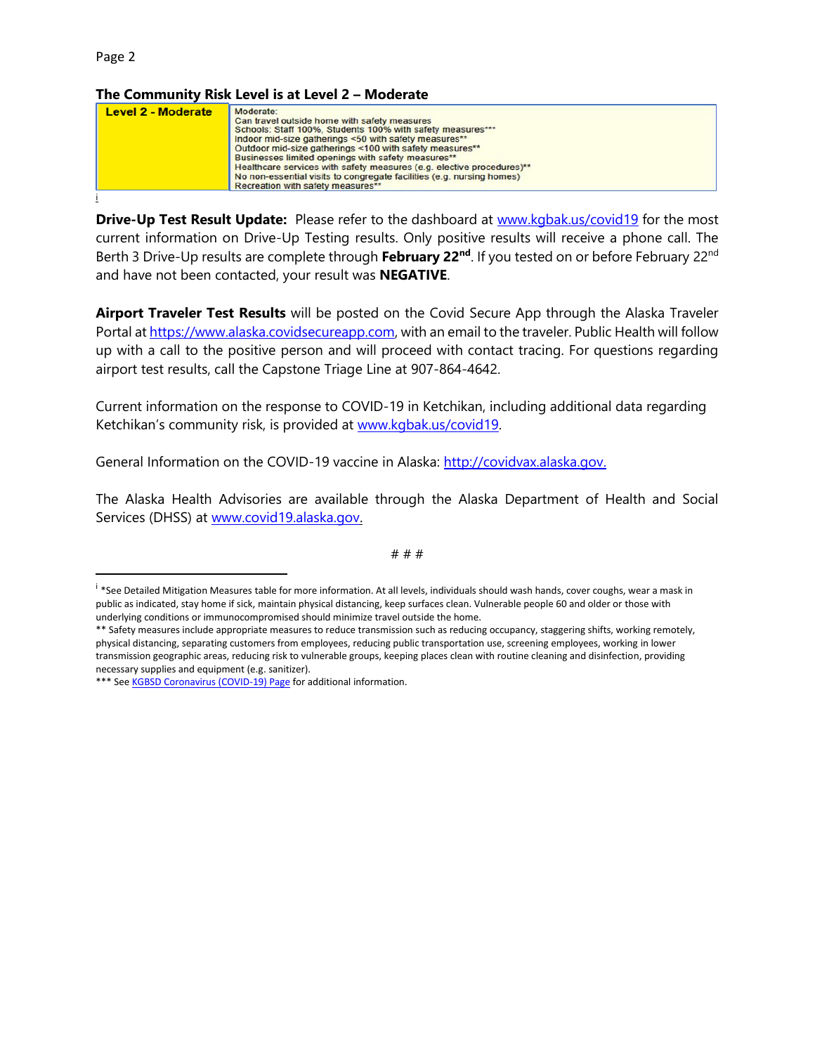**The Community Risk Level is at Level 2 – Moderate**

| | |
|---|---|
| **Level 2 - Moderate** | Moderate:<br>Can travel outside home with safety measures<br>Schools: Staff 100%, Students 100% with safety measures***<br>Indoor mid-size gatherings <50 with safety measures**<br>Outdoor mid-size gatherings <100 with safety measures**<br>Businesses limited openings with safety measures**<br>Healthcare services with safety measures (e.g. elective procedures)**<br>No non-essential visits to congregate facilities (e.g. nursing homes)<br>Recreation with safety measures** |

[i]

**Drive-Up Test Result Update:** Please refer to the dashboard at www.kgbak.us/covid19 for the most current information on Drive-Up Testing results. Only positive results will receive a phone call. The Berth 3 Drive-Up results are complete through **February 22nd**. If you tested on or before February 22nd and have not been contacted, your result was **NEGATIVE**.

**Airport Traveler Test Results** will be posted on the Covid Secure App through the Alaska Traveler Portal at https://www.alaska.covidsecureapp.com, with an email to the traveler. Public Health will follow up with a call to the positive person and will proceed with contact tracing. For questions regarding airport test results, call the Capstone Triage Line at 907-864-4642.

Current information on the response to COVID-19 in Ketchikan, including additional data regarding Ketchikan's community risk, is provided at www.kgbak.us/covid19.

General Information on the COVID-19 vaccine in Alaska: http://covidvax.alaska.gov.

The Alaska Health Advisories are available through the Alaska Department of Health and Social Services (DHSS) at www.covid19.alaska.gov.

# # #

---

[i] *See Detailed Mitigation Measures table for more information. At all levels, individuals should wash hands, cover coughs, wear a mask in public as indicated, stay home if sick, maintain physical distancing, keep surfaces clean. Vulnerable people 60 and older or those with underlying conditions or immunocompromised should minimize travel outside the home.

** Safety measures include appropriate measures to reduce transmission such as reducing occupancy, staggering shifts, working remotely, physical distancing, separating customers from employees, reducing public transportation use, screening employees, working in lower transmission geographic areas, reducing risk to vulnerable groups, keeping places clean with routine cleaning and disinfection, providing necessary supplies and equipment (e.g. sanitizer).

*** See KGBSD Coronavirus (COVID-19) Page for additional information.